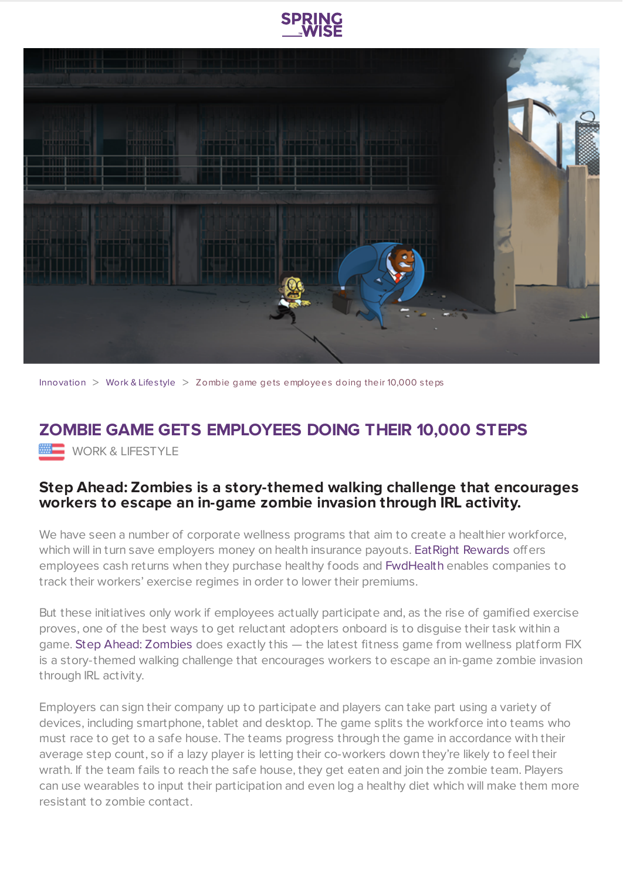Innovation > Work & Lifestyle > Zombie game gets employees doing their 10,000 steps

# ZOMBIE GAME GETS EMPLOYEES DOING THEIR 10,000 STEPS

WORK & LIFESTYLE

### Step Ahead: Zombies is a story-themed walking challenge that encourages workers to escape an in-game zombie invasion through IRL activity.

We have seen a number of corporate wellness programs that aim to create a healthier workforce, which will in turn save employers money on health insurance payouts. EatRight Rewards offers employees cash returns when they purchase healthy foods and FwdHealth enables companies to track their workers' exercise regimes in order to lower their premiums.

But these initiatives only work if employees actually participate and, as the rise of gamified exercise proves, one of the best ways to get reluctant adopters onboard is to disguise their task within a game. Step Ahead: Zombies does exactly this — the latest fitness game from wellness platform FIX is a story-themed walking challenge that encourages workers to escape an in-game zombie invasion through IRL activity.

Employers can sign their company up to participate and players can take part using a variety of devices, including smartphone, tablet and desktop. The game splits the workforce into teams who must race to get to a safe house. The teams progress through the game in accordance with their average step count, so if a lazy player is letting their co-workers down they're likely to feel their wrath. If the team fails to reach the safe house, they get eaten and join the zombie team. Players can use wearables to input their participation and even log a healthy diet which will make them more resistant to zombie contact.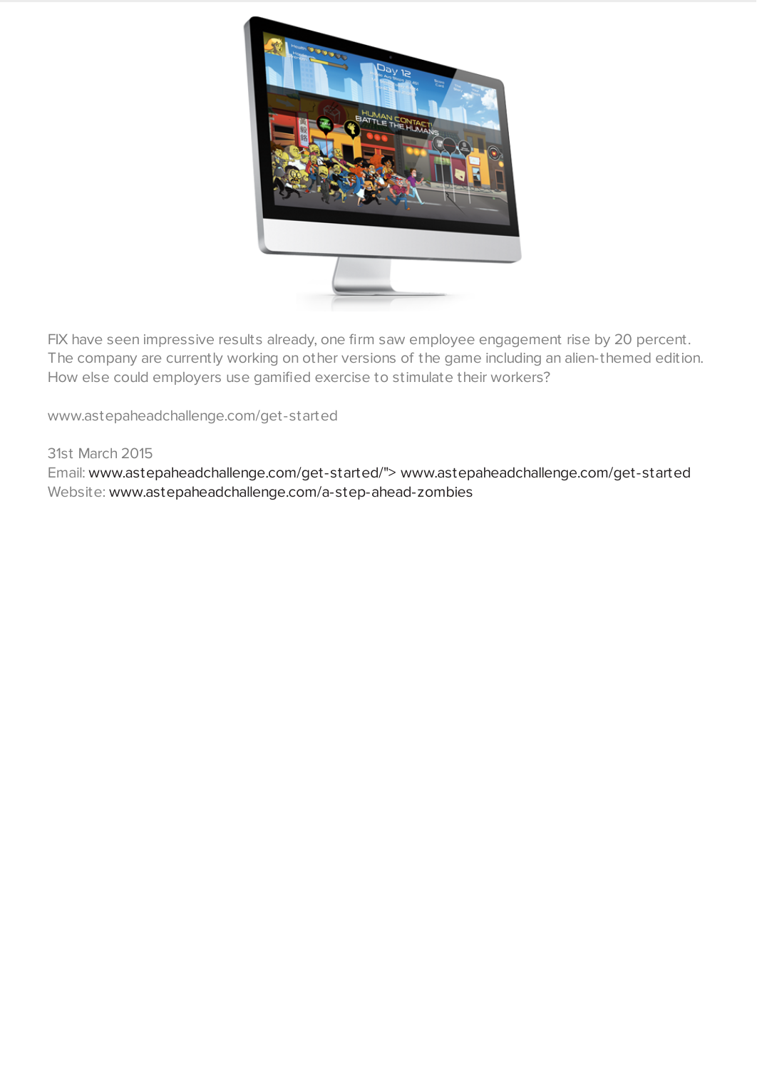FIX have seen impressive results already, one firm saw employee engagement rise by 20 percent. The company are currently working on other versions of the game including an alien-themed edition. How else could employers use gamified exercise to stimulate their workers?

www.astepaheadchallenge.com/get-started

31st March 2015

Email: www.astepaheadchallenge.com/get-started/"> www.astepaheadchallenge.com/get-started

Website: www.astepaheadchallenge.com/a-step-ahead-zombies